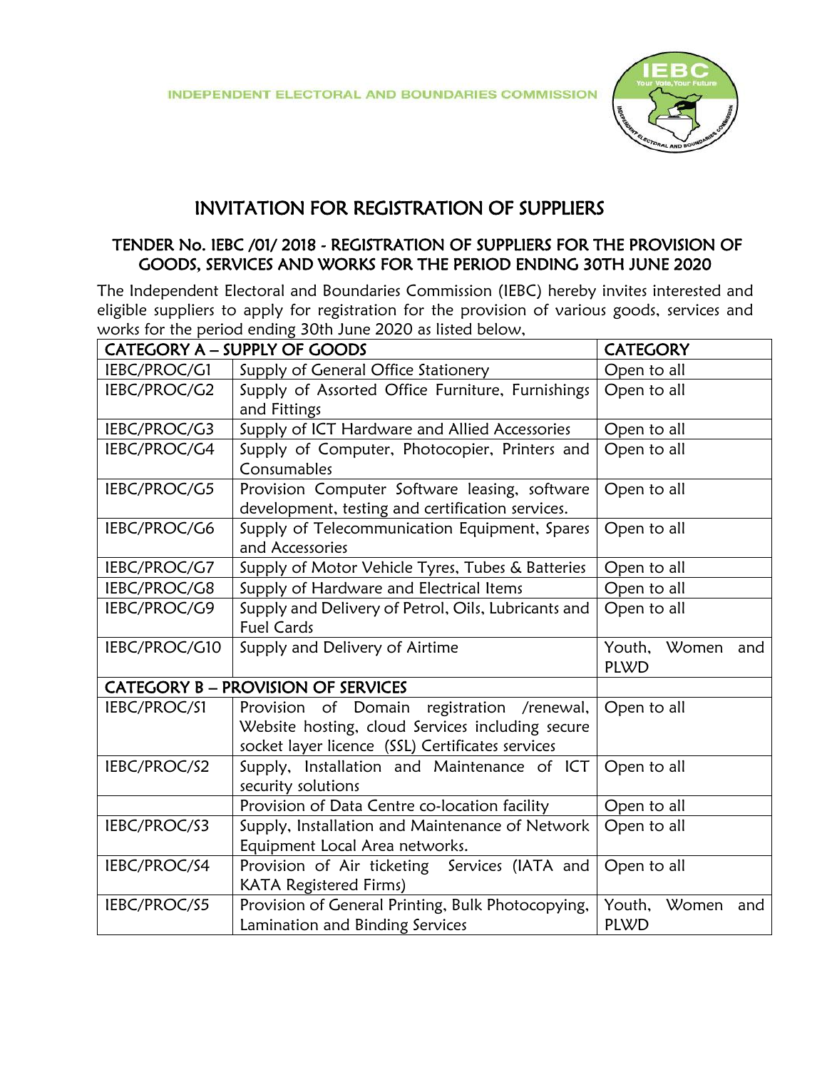INDEPENDENT ELECTORAL AND BOUNDARIES COMMISSION

# INVITATION FOR REGISTRATION OF SUPPLIERS

## TENDER No. IEBC /01/ 2018 - REGISTRATION OF SUPPLIERS FOR THE PROVISION OF GOODS, SERVICES AND WORKS FOR THE PERIOD ENDING 30TH JUNE 2020

The Independent Electoral and Boundaries Commission (IEBC) hereby invites interested and eligible suppliers to apply for registration for the provision of various goods, services and works for the period ending 30th June 2020 as listed below,

| CATEGORY A – SUPPLY OF GOODS | | CATEGORY |
|---|---|---|
| IEBC/PROC/G1 | Supply of General Office Stationery | Open to all |
| IEBC/PROC/G2 | Supply of Assorted Office Furniture, Furnishings and Fittings | Open to all |
| IEBC/PROC/G3 | Supply of ICT Hardware and Allied Accessories | Open to all |
| IEBC/PROC/G4 | Supply of Computer, Photocopier, Printers and Consumables | Open to all |
| IEBC/PROC/G5 | Provision Computer Software leasing, software development, testing and certification services. | Open to all |
| IEBC/PROC/G6 | Supply of Telecommunication Equipment, Spares and Accessories | Open to all |
| IEBC/PROC/G7 | Supply of Motor Vehicle Tyres, Tubes & Batteries | Open to all |
| IEBC/PROC/G8 | Supply of Hardware and Electrical Items | Open to all |
| IEBC/PROC/G9 | Supply and Delivery of Petrol, Oils, Lubricants and Fuel Cards | Open to all |
| IEBC/PROC/G10 | Supply and Delivery of Airtime | Youth, Women and PLWD |
| **CATEGORY B – PROVISION OF SERVICES** | | |
| IEBC/PROC/S1 | Provision of Domain registration /renewal, Website hosting, cloud Services including secure socket layer licence (SSL) Certificates services | Open to all |
| IEBC/PROC/S2 | Supply, Installation and Maintenance of ICT security solutions | Open to all |
| | Provision of Data Centre co-location facility | Open to all |
| IEBC/PROC/S3 | Supply, Installation and Maintenance of Network Equipment Local Area networks. | Open to all |
| IEBC/PROC/S4 | Provision of Air ticketing Services (IATA and KATA Registered Firms) | Open to all |
| IEBC/PROC/S5 | Provision of General Printing, Bulk Photocopying, Lamination and Binding Services | Youth, Women and PLWD |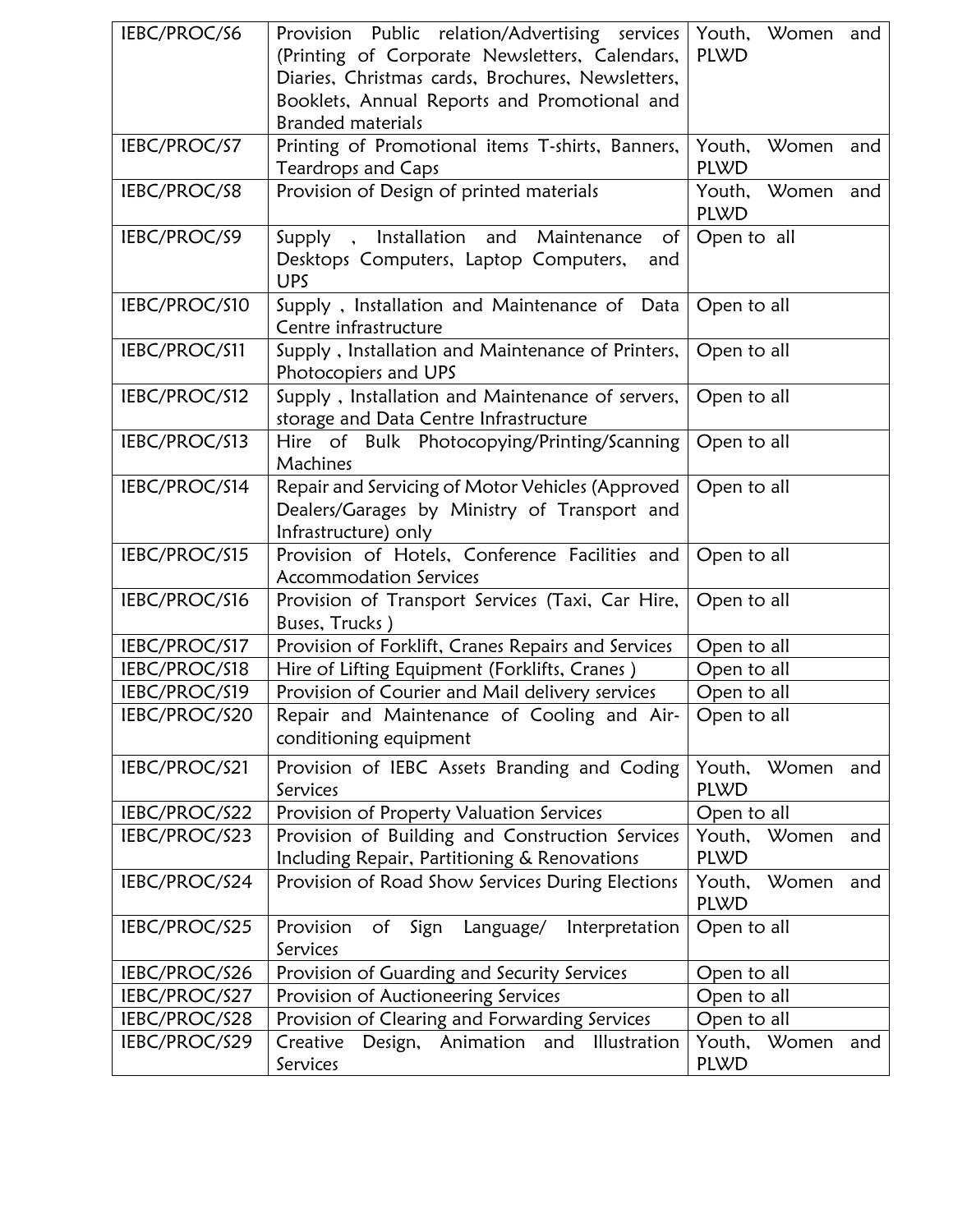| IEBC/PROC/S6 | Provision Public relation/Advertising services (Printing of Corporate Newsletters, Calendars, Diaries, Christmas cards, Brochures, Newsletters, Booklets, Annual Reports and Promotional and Branded materials | Youth, Women and PLWD |
|---|---|---|
| IEBC/PROC/S7 | Printing of Promotional items T-shirts, Banners, Teardrops and Caps | Youth, Women and PLWD |
| IEBC/PROC/S8 | Provision of Design of printed materials | Youth, Women and PLWD |
| IEBC/PROC/S9 | Supply , Installation and Maintenance of Desktops Computers, Laptop Computers, and UPS | Open to all |
| IEBC/PROC/S10 | Supply , Installation and Maintenance of Data Centre infrastructure | Open to all |
| IEBC/PROC/S11 | Supply , Installation and Maintenance of Printers, Photocopiers and UPS | Open to all |
| IEBC/PROC/S12 | Supply , Installation and Maintenance of servers, storage and Data Centre Infrastructure | Open to all |
| IEBC/PROC/S13 | Hire of Bulk Photocopying/Printing/Scanning Machines | Open to all |
| IEBC/PROC/S14 | Repair and Servicing of Motor Vehicles (Approved Dealers/Garages by Ministry of Transport and Infrastructure) only | Open to all |
| IEBC/PROC/S15 | Provision of Hotels, Conference Facilities and Accommodation Services | Open to all |
| IEBC/PROC/S16 | Provision of Transport Services (Taxi, Car Hire, Buses, Trucks ) | Open to all |
| IEBC/PROC/S17 | Provision of Forklift, Cranes Repairs and Services | Open to all |
| IEBC/PROC/S18 | Hire of Lifting Equipment (Forklifts, Cranes ) | Open to all |
| IEBC/PROC/S19 | Provision of Courier and Mail delivery services | Open to all |
| IEBC/PROC/S20 | Repair and Maintenance of Cooling and Air-conditioning equipment | Open to all |
| IEBC/PROC/S21 | Provision of IEBC Assets Branding and Coding Services | Youth, Women and PLWD |
| IEBC/PROC/S22 | Provision of Property Valuation Services | Open to all |
| IEBC/PROC/S23 | Provision of Building and Construction Services Including Repair, Partitioning & Renovations | Youth, Women and PLWD |
| IEBC/PROC/S24 | Provision of Road Show Services During Elections | Youth, Women and PLWD |
| IEBC/PROC/S25 | Provision of Sign Language/ Interpretation Services | Open to all |
| IEBC/PROC/S26 | Provision of Guarding and Security Services | Open to all |
| IEBC/PROC/S27 | Provision of Auctioneering Services | Open to all |
| IEBC/PROC/S28 | Provision of Clearing and Forwarding Services | Open to all |
| IEBC/PROC/S29 | Creative Design, Animation and Illustration Services | Youth, Women and PLWD |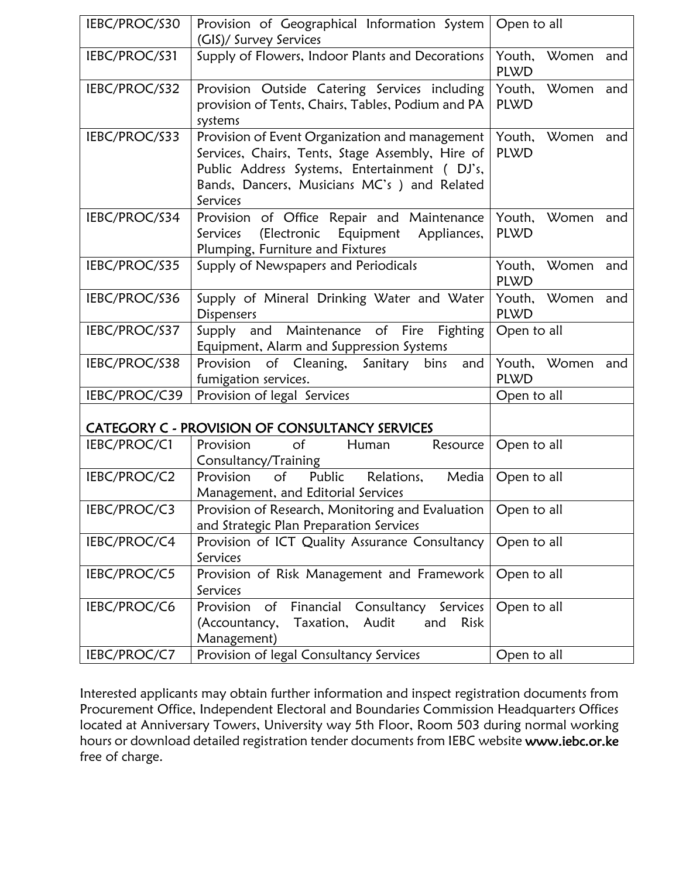| | | |
|---|---|---|
| IEBC/PROC/S30 | Provision of Geographical Information System (GIS)/ Survey Services | Open to all |
| IEBC/PROC/S31 | Supply of Flowers, Indoor Plants and Decorations | Youth, Women and PLWD |
| IEBC/PROC/S32 | Provision Outside Catering Services including provision of Tents, Chairs, Tables, Podium and PA systems | Youth, Women and PLWD |
| IEBC/PROC/S33 | Provision of Event Organization and management Services, Chairs, Tents, Stage Assembly, Hire of Public Address Systems, Entertainment ( DJ's, Bands, Dancers, Musicians MC's ) and Related Services | Youth, Women and PLWD |
| IEBC/PROC/S34 | Provision of Office Repair and Maintenance Services (Electronic Equipment Appliances, Plumping, Furniture and Fixtures | Youth, Women and PLWD |
| IEBC/PROC/S35 | Supply of Newspapers and Periodicals | Youth, Women and PLWD |
| IEBC/PROC/S36 | Supply of Mineral Drinking Water and Water Dispensers | Youth, Women and PLWD |
| IEBC/PROC/S37 | Supply and Maintenance of Fire Fighting Equipment, Alarm and Suppression Systems | Open to all |
| IEBC/PROC/S38 | Provision of Cleaning, Sanitary bins and fumigation services. | Youth, Women and PLWD |
| IEBC/PROC/C39 | Provision of legal Services | Open to all |
| **CATEGORY C - PROVISION OF CONSULTANCY SERVICES** | | |
| IEBC/PROC/C1 | Provision of Human Resource Consultancy/Training | Open to all |
| IEBC/PROC/C2 | Provision of Public Relations, Media Management, and Editorial Services | Open to all |
| IEBC/PROC/C3 | Provision of Research, Monitoring and Evaluation and Strategic Plan Preparation Services | Open to all |
| IEBC/PROC/C4 | Provision of ICT Quality Assurance Consultancy Services | Open to all |
| IEBC/PROC/C5 | Provision of Risk Management and Framework Services | Open to all |
| IEBC/PROC/C6 | Provision of Financial Consultancy Services (Accountancy, Taxation, Audit and Risk Management) | Open to all |
| IEBC/PROC/C7 | Provision of legal Consultancy Services | Open to all |

Interested applicants may obtain further information and inspect registration documents from Procurement Office, Independent Electoral and Boundaries Commission Headquarters Offices located at Anniversary Towers, University way 5th Floor, Room 503 during normal working hours or download detailed registration tender documents from IEBC website **www.iebc.or.ke** free of charge.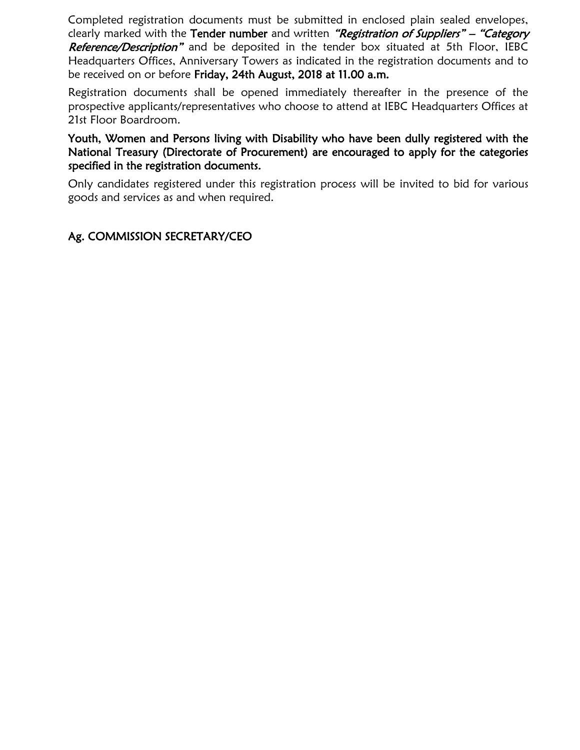Completed registration documents must be submitted in enclosed plain sealed envelopes, clearly marked with the **Tender number** and written ***"Registration of Suppliers" – "Category Reference/Description"*** and be deposited in the tender box situated at 5th Floor, IEBC Headquarters Offices, Anniversary Towers as indicated in the registration documents and to be received on or before **Friday, 24th August, 2018 at 11.00 a.m.**

Registration documents shall be opened immediately thereafter in the presence of the prospective applicants/representatives who choose to attend at IEBC Headquarters Offices at 21st Floor Boardroom.

**Youth, Women and Persons living with Disability who have been dully registered with the National Treasury (Directorate of Procurement) are encouraged to apply for the categories specified in the registration documents.**

Only candidates registered under this registration process will be invited to bid for various goods and services as and when required.

**Ag. COMMISSION SECRETARY/CEO**